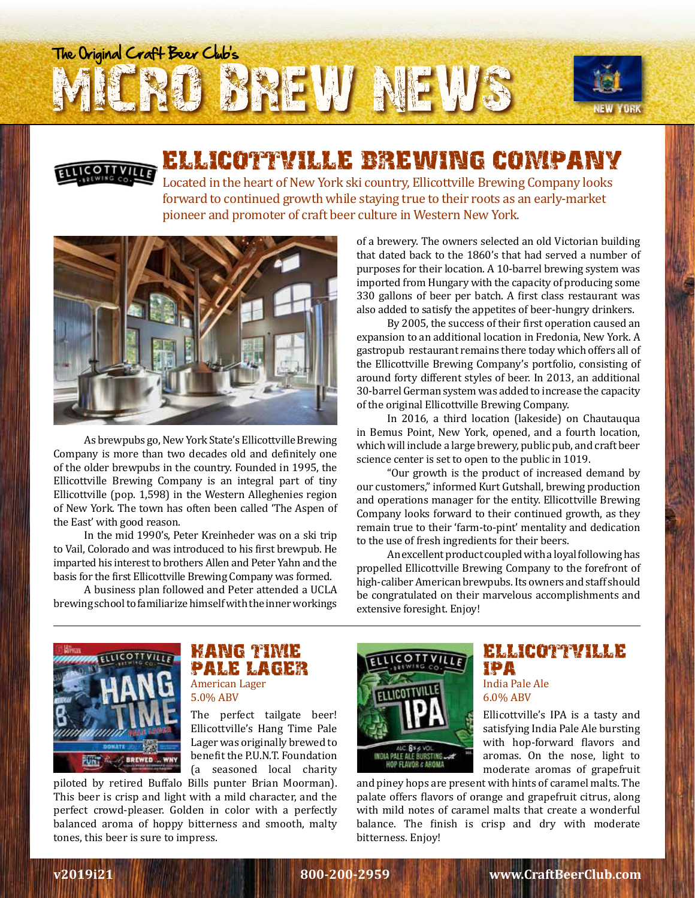The Original Craft Beer Club's

# MICRO BREW NEWS

NEW YORK

## ELLICOTTVILLE BREWING COMPANY

Located in the heart of New York ski country, Ellicottville Brewing Company looks forward to continued growth while staying true to their roots as an early-market pioneer and promoter of craft beer culture in Western New York.

As brewpubs go, New York State's Ellicottville Brewing Company is more than two decades old and definitely one of the older brewpubs in the country. Founded in 1995, the Ellicottville Brewing Company is an integral part of tiny Ellicottville (pop. 1,598) in the Western Alleghenies region of New York. The town has often been called 'The Aspen of the East' with good reason.

In the mid 1990's, Peter Kreinheder was on a ski trip to Vail, Colorado and was introduced to his first brewpub. He imparted his interest to brothers Allen and Peter Yahn and the basis for the first Ellicottville Brewing Company was formed.

A business plan followed and Peter attended a UCLA brewing school to familiarize himself with the inner workings of a brewery. The owners selected an old Victorian building that dated back to the 1860's that had served a number of purposes for their location. A 10-barrel brewing system was imported from Hungary with the capacity of producing some 330 gallons of beer per batch. A first class restaurant was also added to satisfy the appetites of beer-hungry drinkers.

By 2005, the success of their first operation caused an expansion to an additional location in Fredonia, New York. A gastropub restaurant remains there today which offers all of the Ellicottville Brewing Company's portfolio, consisting of around forty different styles of beer. In 2013, an additional 30-barrel German system was added to increase the capacity of the original Ellicottville Brewing Company.

In 2016, a third location (lakeside) on Chautauqua in Bemus Point, New York, opened, and a fourth location, which will include a large brewery, public pub, and craft beer science center is set to open to the public in 1019.

"Our growth is the product of increased demand by our customers," informed Kurt Gutshall, brewing production and operations manager for the entity. Ellicottville Brewing Company looks forward to their continued growth, as they remain true to their 'farm-to-pint' mentality and dedication to the use of fresh ingredients for their beers.

An excellent product coupled with a loyal following has propelled Ellicottville Brewing Company to the forefront of high-caliber American brewpubs. Its owners and staff should be congratulated on their marvelous accomplishments and extensive foresight. Enjoy!

### HANG TIME PALE LAGER

American Lager
5.0% ABV

The perfect tailgate beer! Ellicottville's Hang Time Pale Lager was originally brewed to benefit the P.U.N.T. Foundation (a seasoned local charity piloted by retired Buffalo Bills punter Brian Moorman). This beer is crisp and light with a mild character, and the perfect crowd-pleaser. Golden in color with a perfectly balanced aroma of hoppy bitterness and smooth, malty tones, this beer is sure to impress.

### ELLICOTTVILLE IPA

India Pale Ale
6.0% ABV

Ellicottville's IPA is a tasty and satisfying India Pale Ale bursting with hop-forward flavors and aromas. On the nose, light to moderate aromas of grapefruit and piney hops are present with hints of caramel malts. The palate offers flavors of orange and grapefruit citrus, along with mild notes of caramel malts that create a wonderful balance. The finish is crisp and dry with moderate bitterness. Enjoy!

v2019i21 | 800-200-2959 | www.CraftBeerClub.com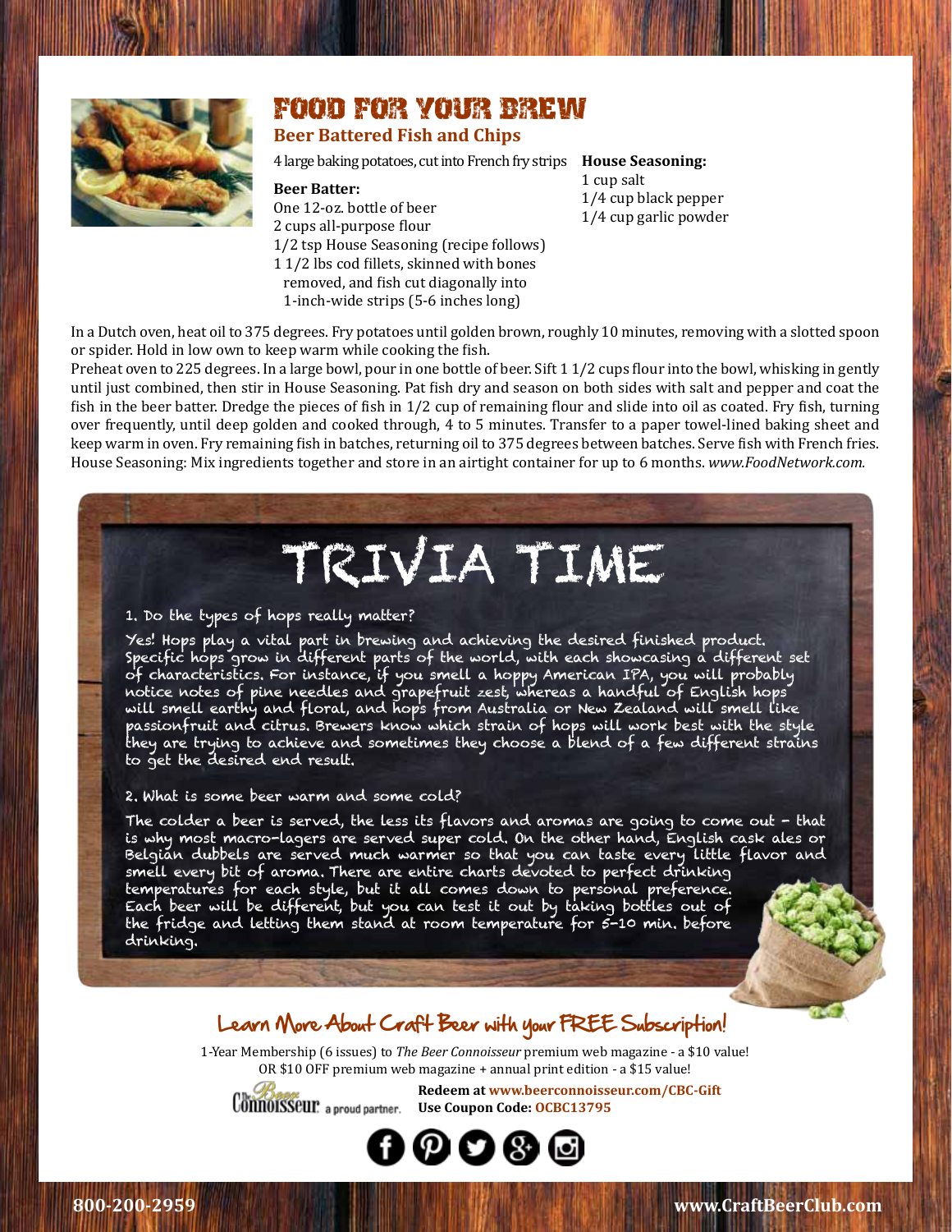# FOOD FOR YOUR BREW

## Beer Battered Fish and Chips

4 large baking potatoes, cut into French fry strips

**Beer Batter:**
One 12-oz. bottle of beer
2 cups all-purpose flour
1/2 tsp House Seasoning (recipe follows)
1 1/2 lbs cod fillets, skinned with bones removed, and fish cut diagonally into 1-inch-wide strips (5-6 inches long)

**House Seasoning:**
1 cup salt
1/4 cup black pepper
1/4 cup garlic powder

In a Dutch oven, heat oil to 375 degrees. Fry potatoes until golden brown, roughly 10 minutes, removing with a slotted spoon or spider. Hold in low own to keep warm while cooking the fish.

Preheat oven to 225 degrees. In a large bowl, pour in one bottle of beer. Sift 1 1/2 cups flour into the bowl, whisking in gently until just combined, then stir in House Seasoning. Pat fish dry and season on both sides with salt and pepper and coat the fish in the beer batter. Dredge the pieces of fish in 1/2 cup of remaining flour and slide into oil as coated. Fry fish, turning over frequently, until deep golden and cooked through, 4 to 5 minutes. Transfer to a paper towel-lined baking sheet and keep warm in oven. Fry remaining fish in batches, returning oil to 375 degrees between batches. Serve fish with French fries.

House Seasoning: Mix ingredients together and store in an airtight container for up to 6 months. *www.FoodNetwork.com.*

# TRIVIA TIME

1. Do the types of hops really matter?

Yes! Hops play a vital part in brewing and achieving the desired finished product. Specific hops grow in different parts of the world, with each showcasing a different set of characteristics. For instance, if you smell a hoppy American IPA, you will probably notice notes of pine needles and grapefruit zest, whereas a handful of English hops will smell earthy and floral, and hops from Australia or New Zealand will smell like passionfruit and citrus. Brewers know which strain of hops will work best with the style they are trying to achieve and sometimes they choose a blend of a few different strains to get the desired end result.

2. What is some beer warm and some cold?

The colder a beer is served, the less its flavors and aromas are going to come out – that is why most macro-lagers are served super cold. On the other hand, English cask ales or Belgian dubbels are served much warmer so that you can taste every little flavor and smell every bit of aroma. There are entire charts devoted to perfect drinking temperatures for each style, but it all comes down to personal preference. Each beer will be different, but you can test it out by taking bottles out of the fridge and letting them stand at room temperature for 5-10 min. before drinking.

## Learn More About Craft Beer with your FREE Subscription!

1-Year Membership (6 issues) to *The Beer Connoisseur* premium web magazine - a $10 value!
OR $10 OFF premium web magazine + annual print edition - a $15 value!

The Beer Connoisseur. a proud partner.

**Redeem at www.beerconnoisseur.com/CBC-Gift**
**Use Coupon Code: OCBC13795**

**800-200-2959** **www.CraftBeerClub.com**